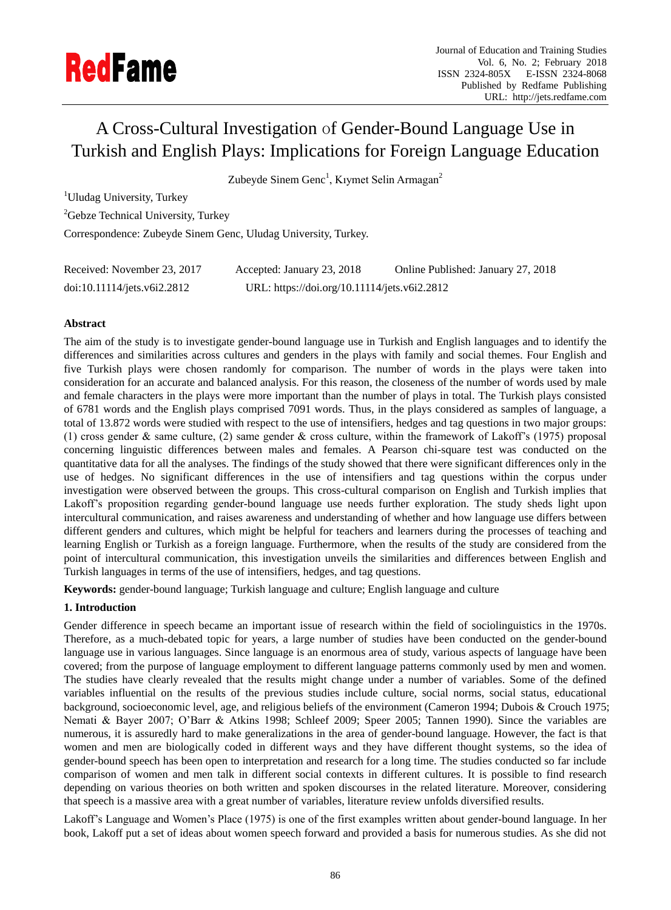# A Cross-Cultural Investigation of Gender-Bound Language Use in Turkish and English Plays: Implications for Foreign Language Education

Zubeyde Sinem Genc[1], Kıymet Selin Armagan[2]

[1]Uludag University, Turkey

[2]Gebze Technical University, Turkey

Correspondence: Zubeyde Sinem Genc, Uludag University, Turkey.

Received: November 23, 2017 Accepted: January 23, 2018 Online Published: January 27, 2018

doi:10.11114/jets.v6i2.2812 URL: https://doi.org/10.11114/jets.v6i2.2812

**Abstract**

The aim of the study is to investigate gender-bound language use in Turkish and English languages and to identify the differences and similarities across cultures and genders in the plays with family and social themes. Four English and five Turkish plays were chosen randomly for comparison. The number of words in the plays were taken into consideration for an accurate and balanced analysis. For this reason, the closeness of the number of words used by male and female characters in the plays were more important than the number of plays in total. The Turkish plays consisted of 6781 words and the English plays comprised 7091 words. Thus, in the plays considered as samples of language, a total of 13.872 words were studied with respect to the use of intensifiers, hedges and tag questions in two major groups: (1) cross gender & same culture, (2) same gender & cross culture, within the framework of Lakoff's (1975) proposal concerning linguistic differences between males and females. A Pearson chi-square test was conducted on the quantitative data for all the analyses. The findings of the study showed that there were significant differences only in the use of hedges. No significant differences in the use of intensifiers and tag questions within the corpus under investigation were observed between the groups. This cross-cultural comparison on English and Turkish implies that Lakoff's proposition regarding gender-bound language use needs further exploration. The study sheds light upon intercultural communication, and raises awareness and understanding of whether and how language use differs between different genders and cultures, which might be helpful for teachers and learners during the processes of teaching and learning English or Turkish as a foreign language. Furthermore, when the results of the study are considered from the point of intercultural communication, this investigation unveils the similarities and differences between English and Turkish languages in terms of the use of intensifiers, hedges, and tag questions.

**Keywords:** gender-bound language; Turkish language and culture; English language and culture

## 1. Introduction

Gender difference in speech became an important issue of research within the field of sociolinguistics in the 1970s. Therefore, as a much-debated topic for years, a large number of studies have been conducted on the gender-bound language use in various languages. Since language is an enormous area of study, various aspects of language have been covered; from the purpose of language employment to different language patterns commonly used by men and women. The studies have clearly revealed that the results might change under a number of variables. Some of the defined variables influential on the results of the previous studies include culture, social norms, social status, educational background, socioeconomic level, age, and religious beliefs of the environment (Cameron 1994; Dubois & Crouch 1975; Nemati & Bayer 2007; O'Barr & Atkins 1998; Schleef 2009; Speer 2005; Tannen 1990). Since the variables are numerous, it is assuredly hard to make generalizations in the area of gender-bound language. However, the fact is that women and men are biologically coded in different ways and they have different thought systems, so the idea of gender-bound speech has been open to interpretation and research for a long time. The studies conducted so far include comparison of women and men talk in different social contexts in different cultures. It is possible to find research depending on various theories on both written and spoken discourses in the related literature. Moreover, considering that speech is a massive area with a great number of variables, literature review unfolds diversified results.

Lakoff's Language and Women's Place (1975) is one of the first examples written about gender-bound language. In her book, Lakoff put a set of ideas about women speech forward and provided a basis for numerous studies. As she did not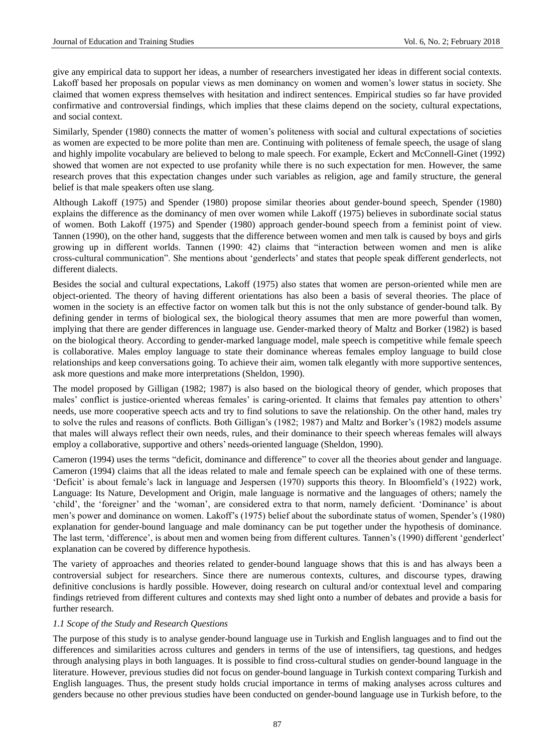give any empirical data to support her ideas, a number of researchers investigated her ideas in different social contexts. Lakoff based her proposals on popular views as men dominancy on women and women's lower status in society. She claimed that women express themselves with hesitation and indirect sentences. Empirical studies so far have provided confirmative and controversial findings, which implies that these claims depend on the society, cultural expectations, and social context.

Similarly, Spender (1980) connects the matter of women's politeness with social and cultural expectations of societies as women are expected to be more polite than men are. Continuing with politeness of female speech, the usage of slang and highly impolite vocabulary are believed to belong to male speech. For example, Eckert and McConnell-Ginet (1992) showed that women are not expected to use profanity while there is no such expectation for men. However, the same research proves that this expectation changes under such variables as religion, age and family structure, the general belief is that male speakers often use slang.

Although Lakoff (1975) and Spender (1980) propose similar theories about gender-bound speech, Spender (1980) explains the difference as the dominancy of men over women while Lakoff (1975) believes in subordinate social status of women. Both Lakoff (1975) and Spender (1980) approach gender-bound speech from a feminist point of view. Tannen (1990), on the other hand, suggests that the difference between women and men talk is caused by boys and girls growing up in different worlds. Tannen (1990: 42) claims that "interaction between women and men is alike cross-cultural communication". She mentions about 'genderlects' and states that people speak different genderlects, not different dialects.

Besides the social and cultural expectations, Lakoff (1975) also states that women are person-oriented while men are object-oriented. The theory of having different orientations has also been a basis of several theories. The place of women in the society is an effective factor on women talk but this is not the only substance of gender-bound talk. By defining gender in terms of biological sex, the biological theory assumes that men are more powerful than women, implying that there are gender differences in language use. Gender-marked theory of Maltz and Borker (1982) is based on the biological theory. According to gender-marked language model, male speech is competitive while female speech is collaborative. Males employ language to state their dominance whereas females employ language to build close relationships and keep conversations going. To achieve their aim, women talk elegantly with more supportive sentences, ask more questions and make more interpretations (Sheldon, 1990).

The model proposed by Gilligan (1982; 1987) is also based on the biological theory of gender, which proposes that males' conflict is justice-oriented whereas females' is caring-oriented. It claims that females pay attention to others' needs, use more cooperative speech acts and try to find solutions to save the relationship. On the other hand, males try to solve the rules and reasons of conflicts. Both Gilligan's (1982; 1987) and Maltz and Borker's (1982) models assume that males will always reflect their own needs, rules, and their dominance to their speech whereas females will always employ a collaborative, supportive and others' needs-oriented language (Sheldon, 1990).

Cameron (1994) uses the terms "deficit, dominance and difference" to cover all the theories about gender and language. Cameron (1994) claims that all the ideas related to male and female speech can be explained with one of these terms. 'Deficit' is about female's lack in language and Jespersen (1970) supports this theory. In Bloomfield's (1922) work, Language: Its Nature, Development and Origin, male language is normative and the languages of others; namely the 'child', the 'foreigner' and the 'woman', are considered extra to that norm, namely deficient. 'Dominance' is about men's power and dominance on women. Lakoff's (1975) belief about the subordinate status of women, Spender's (1980) explanation for gender-bound language and male dominancy can be put together under the hypothesis of dominance. The last term, 'difference', is about men and women being from different cultures. Tannen's (1990) different 'genderlect' explanation can be covered by difference hypothesis.

The variety of approaches and theories related to gender-bound language shows that this is and has always been a controversial subject for researchers. Since there are numerous contexts, cultures, and discourse types, drawing definitive conclusions is hardly possible. However, doing research on cultural and/or contextual level and comparing findings retrieved from different cultures and contexts may shed light onto a number of debates and provide a basis for further research.

### *1.1 Scope of the Study and Research Questions*

The purpose of this study is to analyse gender-bound language use in Turkish and English languages and to find out the differences and similarities across cultures and genders in terms of the use of intensifiers, tag questions, and hedges through analysing plays in both languages. It is possible to find cross-cultural studies on gender-bound language in the literature. However, previous studies did not focus on gender-bound language in Turkish context comparing Turkish and English languages. Thus, the present study holds crucial importance in terms of making analyses across cultures and genders because no other previous studies have been conducted on gender-bound language use in Turkish before, to the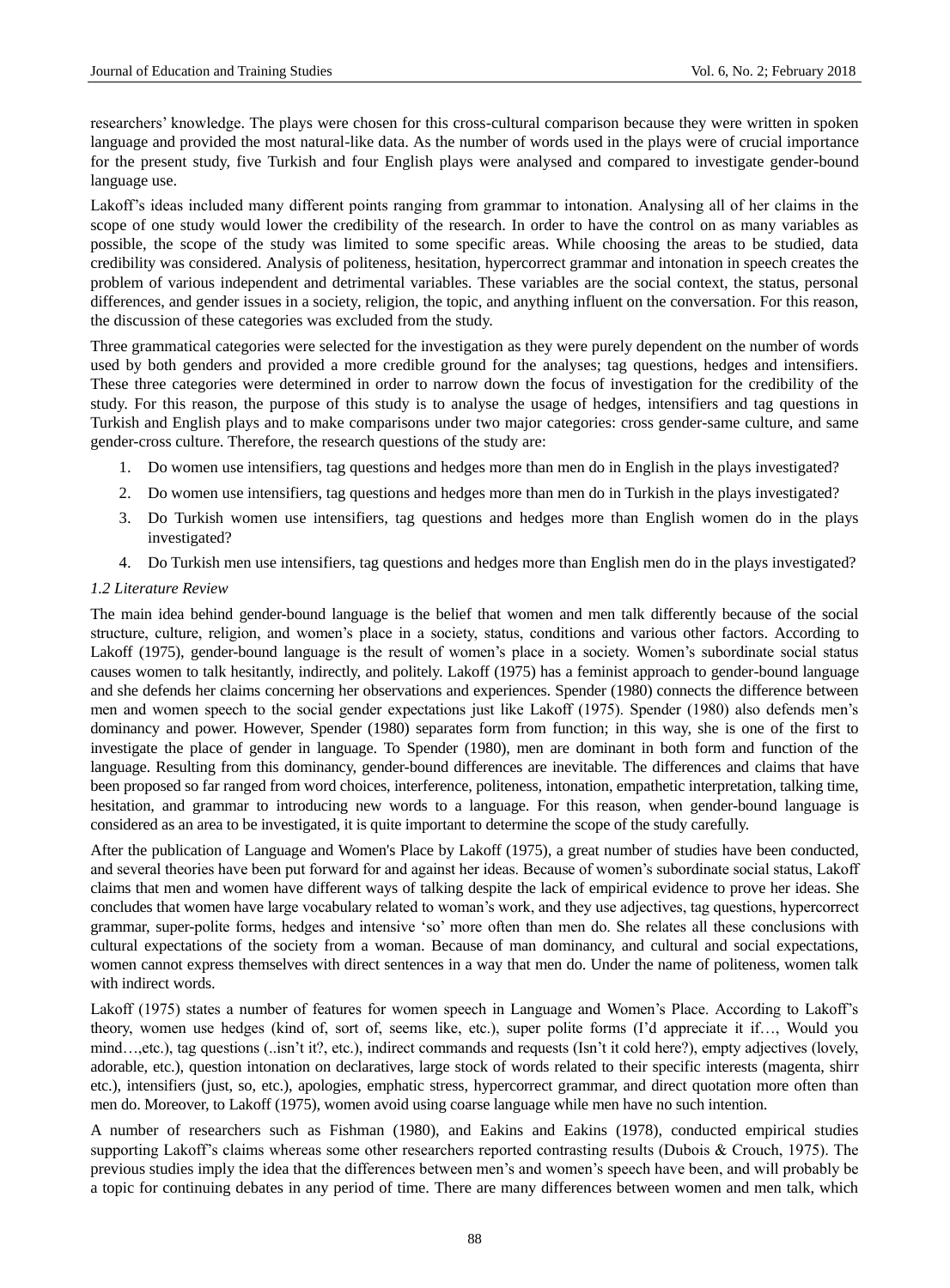researchers' knowledge. The plays were chosen for this cross-cultural comparison because they were written in spoken language and provided the most natural-like data. As the number of words used in the plays were of crucial importance for the present study, five Turkish and four English plays were analysed and compared to investigate gender-bound language use.

Lakoff's ideas included many different points ranging from grammar to intonation. Analysing all of her claims in the scope of one study would lower the credibility of the research. In order to have the control on as many variables as possible, the scope of the study was limited to some specific areas. While choosing the areas to be studied, data credibility was considered. Analysis of politeness, hesitation, hypercorrect grammar and intonation in speech creates the problem of various independent and detrimental variables. These variables are the social context, the status, personal differences, and gender issues in a society, religion, the topic, and anything influent on the conversation. For this reason, the discussion of these categories was excluded from the study.

Three grammatical categories were selected for the investigation as they were purely dependent on the number of words used by both genders and provided a more credible ground for the analyses; tag questions, hedges and intensifiers. These three categories were determined in order to narrow down the focus of investigation for the credibility of the study. For this reason, the purpose of this study is to analyse the usage of hedges, intensifiers and tag questions in Turkish and English plays and to make comparisons under two major categories: cross gender-same culture, and same gender-cross culture. Therefore, the research questions of the study are:

1. Do women use intensifiers, tag questions and hedges more than men do in English in the plays investigated?
2. Do women use intensifiers, tag questions and hedges more than men do in Turkish in the plays investigated?
3. Do Turkish women use intensifiers, tag questions and hedges more than English women do in the plays investigated?
4. Do Turkish men use intensifiers, tag questions and hedges more than English men do in the plays investigated?

### *1.2 Literature Review*

The main idea behind gender-bound language is the belief that women and men talk differently because of the social structure, culture, religion, and women's place in a society, status, conditions and various other factors. According to Lakoff (1975), gender-bound language is the result of women's place in a society. Women's subordinate social status causes women to talk hesitantly, indirectly, and politely. Lakoff (1975) has a feminist approach to gender-bound language and she defends her claims concerning her observations and experiences. Spender (1980) connects the difference between men and women speech to the social gender expectations just like Lakoff (1975). Spender (1980) also defends men's dominancy and power. However, Spender (1980) separates form from function; in this way, she is one of the first to investigate the place of gender in language. To Spender (1980), men are dominant in both form and function of the language. Resulting from this dominancy, gender-bound differences are inevitable. The differences and claims that have been proposed so far ranged from word choices, interference, politeness, intonation, empathetic interpretation, talking time, hesitation, and grammar to introducing new words to a language. For this reason, when gender-bound language is considered as an area to be investigated, it is quite important to determine the scope of the study carefully.

After the publication of Language and Women's Place by Lakoff (1975), a great number of studies have been conducted, and several theories have been put forward for and against her ideas. Because of women's subordinate social status, Lakoff claims that men and women have different ways of talking despite the lack of empirical evidence to prove her ideas. She concludes that women have large vocabulary related to woman's work, and they use adjectives, tag questions, hypercorrect grammar, super-polite forms, hedges and intensive 'so' more often than men do. She relates all these conclusions with cultural expectations of the society from a woman. Because of man dominancy, and cultural and social expectations, women cannot express themselves with direct sentences in a way that men do. Under the name of politeness, women talk with indirect words.

Lakoff (1975) states a number of features for women speech in Language and Women's Place. According to Lakoff's theory, women use hedges (kind of, sort of, seems like, etc.), super polite forms (I'd appreciate it if…, Would you mind…,etc.), tag questions (..isn't it?, etc.), indirect commands and requests (Isn't it cold here?), empty adjectives (lovely, adorable, etc.), question intonation on declaratives, large stock of words related to their specific interests (magenta, shirr etc.), intensifiers (just, so, etc.), apologies, emphatic stress, hypercorrect grammar, and direct quotation more often than men do. Moreover, to Lakoff (1975), women avoid using coarse language while men have no such intention.

A number of researchers such as Fishman (1980), and Eakins and Eakins (1978), conducted empirical studies supporting Lakoff's claims whereas some other researchers reported contrasting results (Dubois & Crouch, 1975). The previous studies imply the idea that the differences between men's and women's speech have been, and will probably be a topic for continuing debates in any period of time. There are many differences between women and men talk, which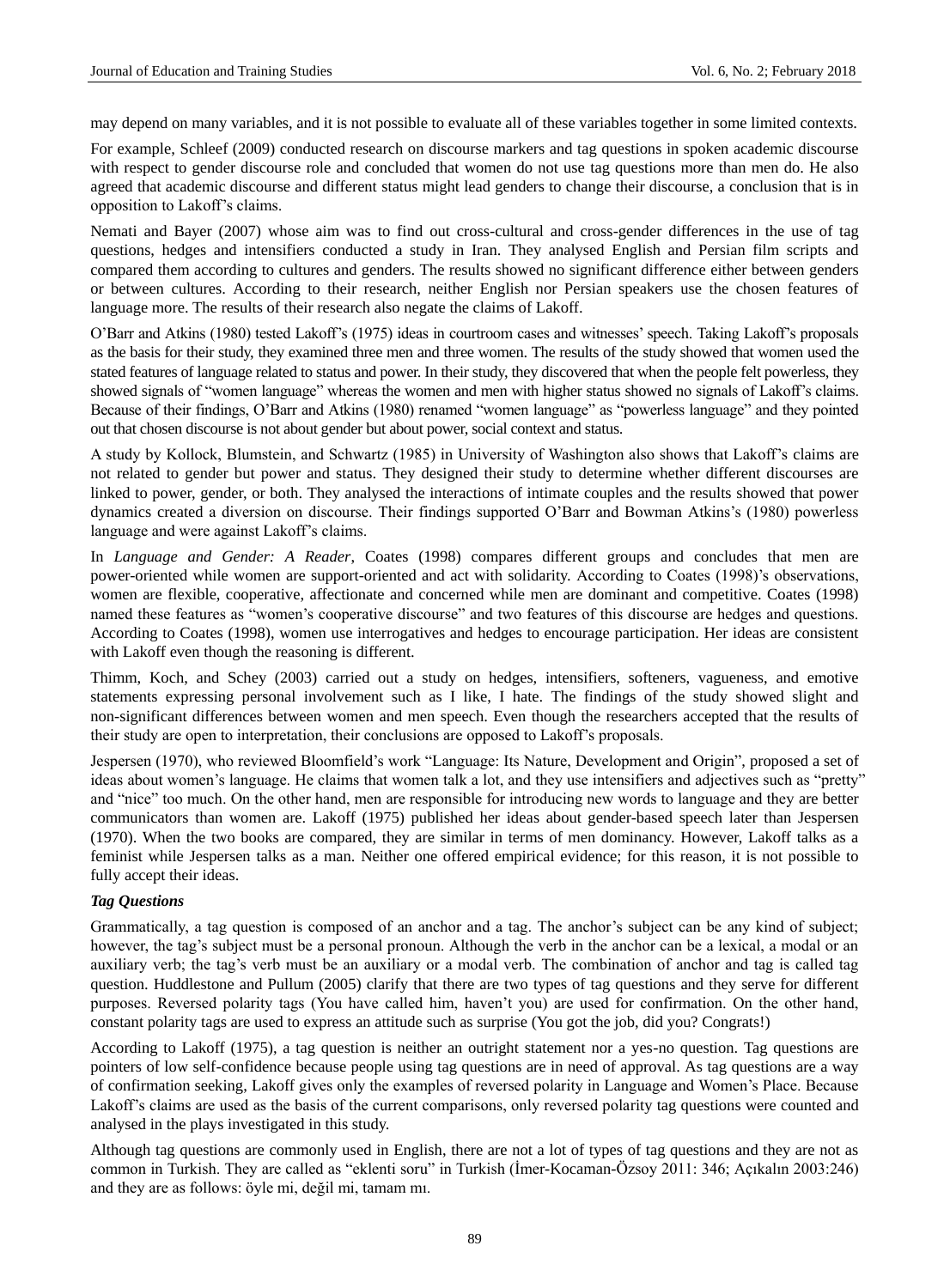may depend on many variables, and it is not possible to evaluate all of these variables together in some limited contexts.

For example, Schleef (2009) conducted research on discourse markers and tag questions in spoken academic discourse with respect to gender discourse role and concluded that women do not use tag questions more than men do. He also agreed that academic discourse and different status might lead genders to change their discourse, a conclusion that is in opposition to Lakoff's claims.

Nemati and Bayer (2007) whose aim was to find out cross-cultural and cross-gender differences in the use of tag questions, hedges and intensifiers conducted a study in Iran. They analysed English and Persian film scripts and compared them according to cultures and genders. The results showed no significant difference either between genders or between cultures. According to their research, neither English nor Persian speakers use the chosen features of language more. The results of their research also negate the claims of Lakoff.

O'Barr and Atkins (1980) tested Lakoff's (1975) ideas in courtroom cases and witnesses' speech. Taking Lakoff's proposals as the basis for their study, they examined three men and three women. The results of the study showed that women used the stated features of language related to status and power. In their study, they discovered that when the people felt powerless, they showed signals of "women language" whereas the women and men with higher status showed no signals of Lakoff's claims. Because of their findings, O'Barr and Atkins (1980) renamed "women language" as "powerless language" and they pointed out that chosen discourse is not about gender but about power, social context and status.

A study by Kollock, Blumstein, and Schwartz (1985) in University of Washington also shows that Lakoff's claims are not related to gender but power and status. They designed their study to determine whether different discourses are linked to power, gender, or both. They analysed the interactions of intimate couples and the results showed that power dynamics created a diversion on discourse. Their findings supported O'Barr and Bowman Atkins's (1980) powerless language and were against Lakoff's claims.

In *Language and Gender: A Reader*, Coates (1998) compares different groups and concludes that men are power-oriented while women are support-oriented and act with solidarity. According to Coates (1998)'s observations, women are flexible, cooperative, affectionate and concerned while men are dominant and competitive. Coates (1998) named these features as "women's cooperative discourse" and two features of this discourse are hedges and questions. According to Coates (1998), women use interrogatives and hedges to encourage participation. Her ideas are consistent with Lakoff even though the reasoning is different.

Thimm, Koch, and Schey (2003) carried out a study on hedges, intensifiers, softeners, vagueness, and emotive statements expressing personal involvement such as I like, I hate. The findings of the study showed slight and non-significant differences between women and men speech. Even though the researchers accepted that the results of their study are open to interpretation, their conclusions are opposed to Lakoff's proposals.

Jespersen (1970), who reviewed Bloomfield's work "Language: Its Nature, Development and Origin", proposed a set of ideas about women's language. He claims that women talk a lot, and they use intensifiers and adjectives such as "pretty" and "nice" too much. On the other hand, men are responsible for introducing new words to language and they are better communicators than women are. Lakoff (1975) published her ideas about gender-based speech later than Jespersen (1970). When the two books are compared, they are similar in terms of men dominancy. However, Lakoff talks as a feminist while Jespersen talks as a man. Neither one offered empirical evidence; for this reason, it is not possible to fully accept their ideas.

### *Tag Questions*

Grammatically, a tag question is composed of an anchor and a tag. The anchor's subject can be any kind of subject; however, the tag's subject must be a personal pronoun. Although the verb in the anchor can be a lexical, a modal or an auxiliary verb; the tag's verb must be an auxiliary or a modal verb. The combination of anchor and tag is called tag question. Huddlestone and Pullum (2005) clarify that there are two types of tag questions and they serve for different purposes. Reversed polarity tags (You have called him, haven't you) are used for confirmation. On the other hand, constant polarity tags are used to express an attitude such as surprise (You got the job, did you? Congrats!)

According to Lakoff (1975), a tag question is neither an outright statement nor a yes-no question. Tag questions are pointers of low self-confidence because people using tag questions are in need of approval. As tag questions are a way of confirmation seeking, Lakoff gives only the examples of reversed polarity in Language and Women's Place. Because Lakoff's claims are used as the basis of the current comparisons, only reversed polarity tag questions were counted and analysed in the plays investigated in this study.

Although tag questions are commonly used in English, there are not a lot of types of tag questions and they are not as common in Turkish. They are called as "eklenti soru" in Turkish (İmer-Kocaman-Özsoy 2011: 346; Açıkalın 2003:246) and they are as follows: öyle mi, değil mi, tamam mı.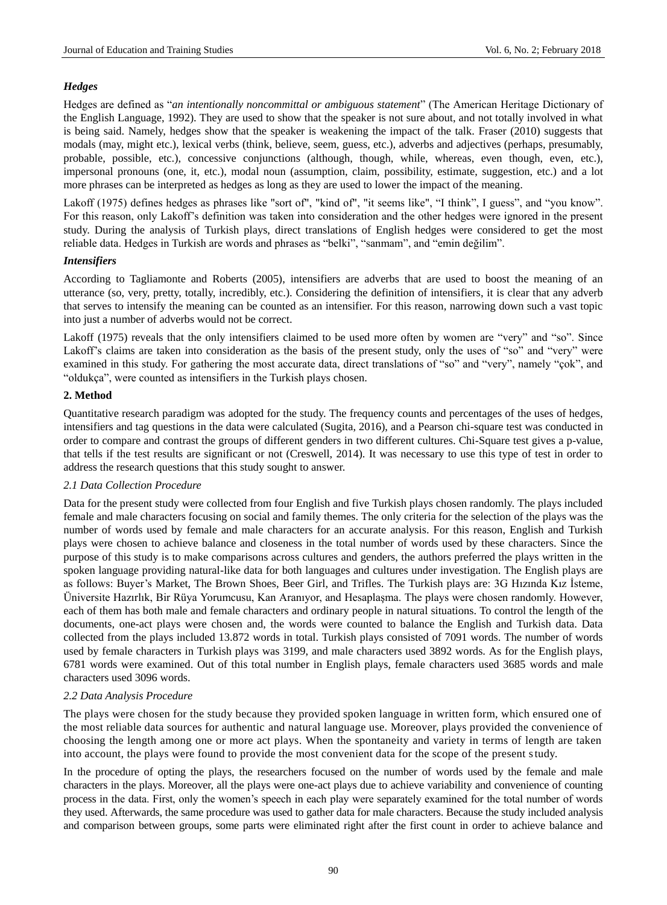### *Hedges*

Hedges are defined as "*an intentionally noncommittal or ambiguous statement*" (The American Heritage Dictionary of the English Language, 1992). They are used to show that the speaker is not sure about, and not totally involved in what is being said. Namely, hedges show that the speaker is weakening the impact of the talk. Fraser (2010) suggests that modals (may, might etc.), lexical verbs (think, believe, seem, guess, etc.), adverbs and adjectives (perhaps, presumably, probable, possible, etc.), concessive conjunctions (although, though, while, whereas, even though, even, etc.), impersonal pronouns (one, it, etc.), modal noun (assumption, claim, possibility, estimate, suggestion, etc.) and a lot more phrases can be interpreted as hedges as long as they are used to lower the impact of the meaning.

Lakoff (1975) defines hedges as phrases like "sort of", "kind of", "it seems like", "I think", I guess", and "you know". For this reason, only Lakoff's definition was taken into consideration and the other hedges were ignored in the present study. During the analysis of Turkish plays, direct translations of English hedges were considered to get the most reliable data. Hedges in Turkish are words and phrases as "belki", "sanmam", and "emin değilim".

### *Intensifiers*

According to Tagliamonte and Roberts (2005), intensifiers are adverbs that are used to boost the meaning of an utterance (so, very, pretty, totally, incredibly, etc.). Considering the definition of intensifiers, it is clear that any adverb that serves to intensify the meaning can be counted as an intensifier. For this reason, narrowing down such a vast topic into just a number of adverbs would not be correct.

Lakoff (1975) reveals that the only intensifiers claimed to be used more often by women are "very" and "so". Since Lakoff's claims are taken into consideration as the basis of the present study, only the uses of "so" and "very" were examined in this study. For gathering the most accurate data, direct translations of "so" and "very", namely "çok", and "oldukça", were counted as intensifiers in the Turkish plays chosen.

## 2. Method

Quantitative research paradigm was adopted for the study. The frequency counts and percentages of the uses of hedges, intensifiers and tag questions in the data were calculated (Sugita, 2016), and a Pearson chi-square test was conducted in order to compare and contrast the groups of different genders in two different cultures. Chi-Square test gives a p-value, that tells if the test results are significant or not (Creswell, 2014). It was necessary to use this type of test in order to address the research questions that this study sought to answer.

### *2.1 Data Collection Procedure*

Data for the present study were collected from four English and five Turkish plays chosen randomly. The plays included female and male characters focusing on social and family themes. The only criteria for the selection of the plays was the number of words used by female and male characters for an accurate analysis. For this reason, English and Turkish plays were chosen to achieve balance and closeness in the total number of words used by these characters. Since the purpose of this study is to make comparisons across cultures and genders, the authors preferred the plays written in the spoken language providing natural-like data for both languages and cultures under investigation. The English plays are as follows: Buyer's Market, The Brown Shoes, Beer Girl, and Trifles. The Turkish plays are: 3G Hızında Kız İsteme, Üniversite Hazırlık, Bir Rüya Yorumcusu, Kan Aranıyor, and Hesaplaşma. The plays were chosen randomly. However, each of them has both male and female characters and ordinary people in natural situations. To control the length of the documents, one-act plays were chosen and, the words were counted to balance the English and Turkish data. Data collected from the plays included 13.872 words in total. Turkish plays consisted of 7091 words. The number of words used by female characters in Turkish plays was 3199, and male characters used 3892 words. As for the English plays, 6781 words were examined. Out of this total number in English plays, female characters used 3685 words and male characters used 3096 words.

### *2.2 Data Analysis Procedure*

The plays were chosen for the study because they provided spoken language in written form, which ensured one of the most reliable data sources for authentic and natural language use. Moreover, plays provided the convenience of choosing the length among one or more act plays. When the spontaneity and variety in terms of length are taken into account, the plays were found to provide the most convenient data for the scope of the present study.

In the procedure of opting the plays, the researchers focused on the number of words used by the female and male characters in the plays. Moreover, all the plays were one-act plays due to achieve variability and convenience of counting process in the data. First, only the women's speech in each play were separately examined for the total number of words they used. Afterwards, the same procedure was used to gather data for male characters. Because the study included analysis and comparison between groups, some parts were eliminated right after the first count in order to achieve balance and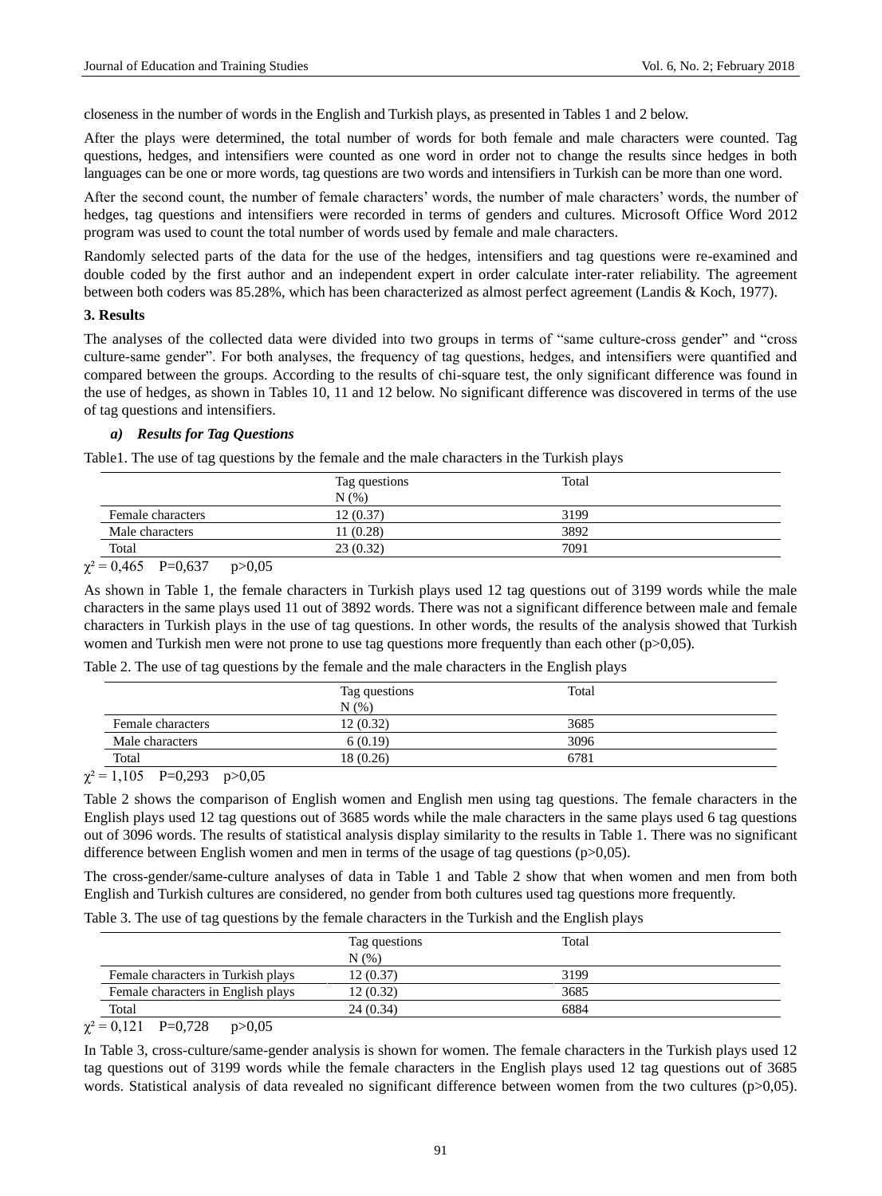closeness in the number of words in the English and Turkish plays, as presented in Tables 1 and 2 below.

After the plays were determined, the total number of words for both female and male characters were counted. Tag questions, hedges, and intensifiers were counted as one word in order not to change the results since hedges in both languages can be one or more words, tag questions are two words and intensifiers in Turkish can be more than one word.

After the second count, the number of female characters' words, the number of male characters' words, the number of hedges, tag questions and intensifiers were recorded in terms of genders and cultures. Microsoft Office Word 2012 program was used to count the total number of words used by female and male characters.

Randomly selected parts of the data for the use of the hedges, intensifiers and tag questions were re-examined and double coded by the first author and an independent expert in order calculate inter-rater reliability. The agreement between both coders was 85.28%, which has been characterized as almost perfect agreement (Landis & Koch, 1977).

## 3. Results

The analyses of the collected data were divided into two groups in terms of "same culture-cross gender" and "cross culture-same gender". For both analyses, the frequency of tag questions, hedges, and intensifiers were quantified and compared between the groups. According to the results of chi-square test, the only significant difference was found in the use of hedges, as shown in Tables 10, 11 and 12 below. No significant difference was discovered in terms of the use of tag questions and intensifiers.

### *a) Results for Tag Questions*

Table1. The use of tag questions by the female and the male characters in the Turkish plays

| | Tag questions N (%) | Total |
|---|---|---|
| Female characters | 12 (0.37) | 3199 |
| Male characters | 11 (0.28) | 3892 |
| Total | 23 (0.32) | 7091 |

$\chi^2 = 0{,}465$ P=0,637 p>0,05

As shown in Table 1, the female characters in Turkish plays used 12 tag questions out of 3199 words while the male characters in the same plays used 11 out of 3892 words. There was not a significant difference between male and female characters in Turkish plays in the use of tag questions. In other words, the results of the analysis showed that Turkish women and Turkish men were not prone to use tag questions more frequently than each other (p>0,05).

Table 2. The use of tag questions by the female and the male characters in the English plays

| | Tag questions N (%) | Total |
|---|---|---|
| Female characters | 12 (0.32) | 3685 |
| Male characters | 6 (0.19) | 3096 |
| Total | 18 (0.26) | 6781 |

$\chi^2 = 1{,}105$ P=0,293 p>0,05

Table 2 shows the comparison of English women and English men using tag questions. The female characters in the English plays used 12 tag questions out of 3685 words while the male characters in the same plays used 6 tag questions out of 3096 words. The results of statistical analysis display similarity to the results in Table 1. There was no significant difference between English women and men in terms of the usage of tag questions (p>0,05).

The cross-gender/same-culture analyses of data in Table 1 and Table 2 show that when women and men from both English and Turkish cultures are considered, no gender from both cultures used tag questions more frequently.

Table 3. The use of tag questions by the female characters in the Turkish and the English plays

| | Tag questions N (%) | Total |
|---|---|---|
| Female characters in Turkish plays | 12 (0.37) | 3199 |
| Female characters in English plays | 12 (0.32) | 3685 |
| Total | 24 (0.34) | 6884 |

$\chi^2 = 0{,}121$ P=0,728 p>0,05

In Table 3, cross-culture/same-gender analysis is shown for women. The female characters in the Turkish plays used 12 tag questions out of 3199 words while the female characters in the English plays used 12 tag questions out of 3685 words. Statistical analysis of data revealed no significant difference between women from the two cultures (p>0,05).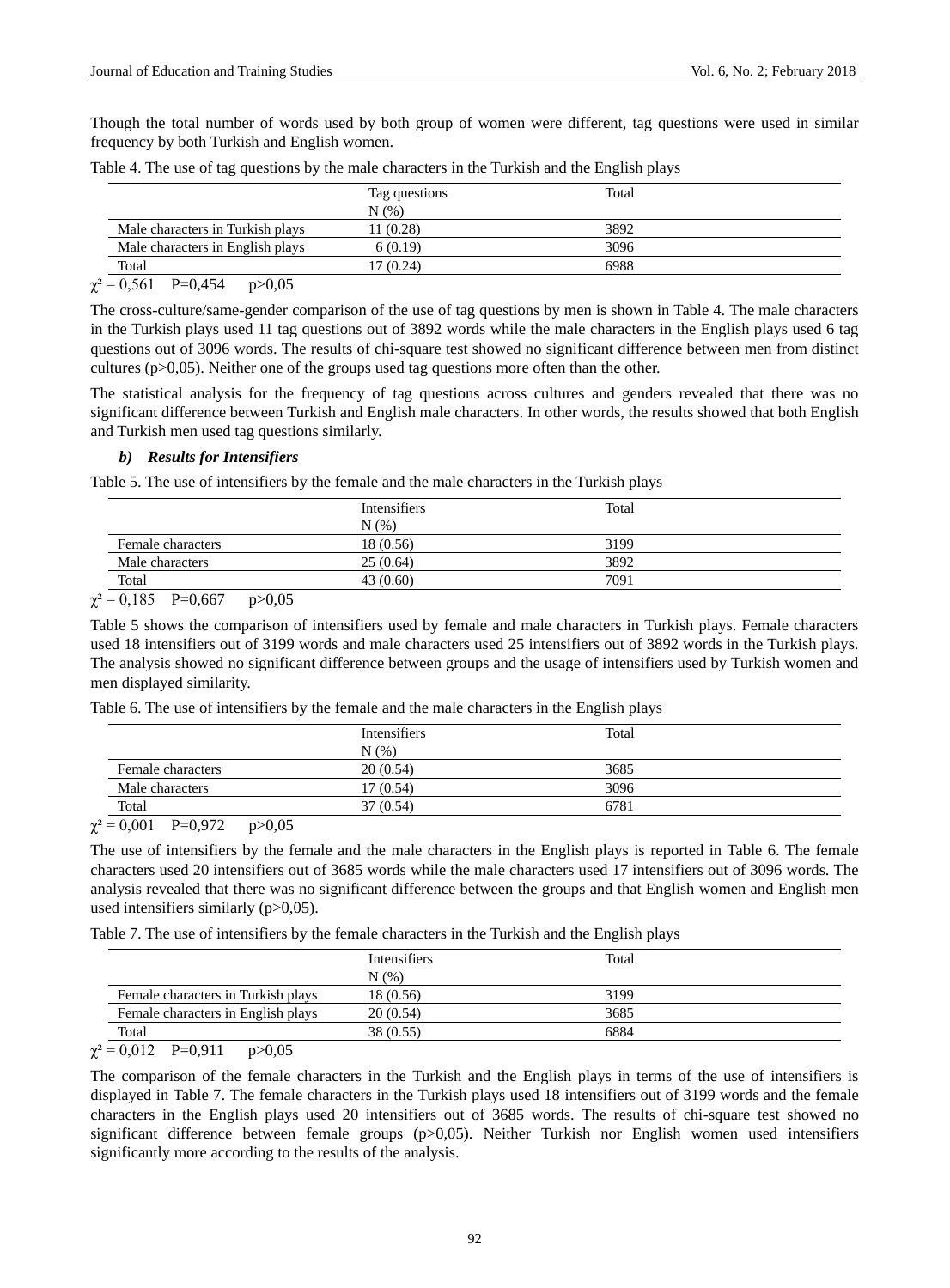Though the total number of words used by both group of women were different, tag questions were used in similar frequency by both Turkish and English women.

Table 4. The use of tag questions by the male characters in the Turkish and the English plays

| | Tag questions N (%) | Total |
|---|---|---|
| Male characters in Turkish plays | 11 (0.28) | 3892 |
| Male characters in English plays | 6 (0.19) | 3096 |
| Total | 17 (0.24) | 6988 |

$\chi^2 = 0{,}561$ P=0,454 p>0,05

The cross-culture/same-gender comparison of the use of tag questions by men is shown in Table 4. The male characters in the Turkish plays used 11 tag questions out of 3892 words while the male characters in the English plays used 6 tag questions out of 3096 words. The results of chi-square test showed no significant difference between men from distinct cultures (p>0,05). Neither one of the groups used tag questions more often than the other.

The statistical analysis for the frequency of tag questions across cultures and genders revealed that there was no significant difference between Turkish and English male characters. In other words, the results showed that both English and Turkish men used tag questions similarly.

### *b) Results for Intensifiers*

Table 5. The use of intensifiers by the female and the male characters in the Turkish plays

| | Intensifiers N (%) | Total |
|---|---|---|
| Female characters | 18 (0.56) | 3199 |
| Male characters | 25 (0.64) | 3892 |
| Total | 43 (0.60) | 7091 |

$\chi^2 = 0{,}185$ P=0,667 p>0,05

Table 5 shows the comparison of intensifiers used by female and male characters in Turkish plays. Female characters used 18 intensifiers out of 3199 words and male characters used 25 intensifiers out of 3892 words in the Turkish plays. The analysis showed no significant difference between groups and the usage of intensifiers used by Turkish women and men displayed similarity.

Table 6. The use of intensifiers by the female and the male characters in the English plays

| | Intensifiers N (%) | Total |
|---|---|---|
| Female characters | 20 (0.54) | 3685 |
| Male characters | 17 (0.54) | 3096 |
| Total | 37 (0.54) | 6781 |

$\chi^2 = 0{,}001$ P=0,972 p>0,05

The use of intensifiers by the female and the male characters in the English plays is reported in Table 6. The female characters used 20 intensifiers out of 3685 words while the male characters used 17 intensifiers out of 3096 words. The analysis revealed that there was no significant difference between the groups and that English women and English men used intensifiers similarly (p>0,05).

Table 7. The use of intensifiers by the female characters in the Turkish and the English plays

| | Intensifiers N (%) | Total |
|---|---|---|
| Female characters in Turkish plays | 18 (0.56) | 3199 |
| Female characters in English plays | 20 (0.54) | 3685 |
| Total | 38 (0.55) | 6884 |

$\chi^2 = 0{,}012$ P=0,911 p>0,05

The comparison of the female characters in the Turkish and the English plays in terms of the use of intensifiers is displayed in Table 7. The female characters in the Turkish plays used 18 intensifiers out of 3199 words and the female characters in the English plays used 20 intensifiers out of 3685 words. The results of chi-square test showed no significant difference between female groups (p>0,05). Neither Turkish nor English women used intensifiers significantly more according to the results of the analysis.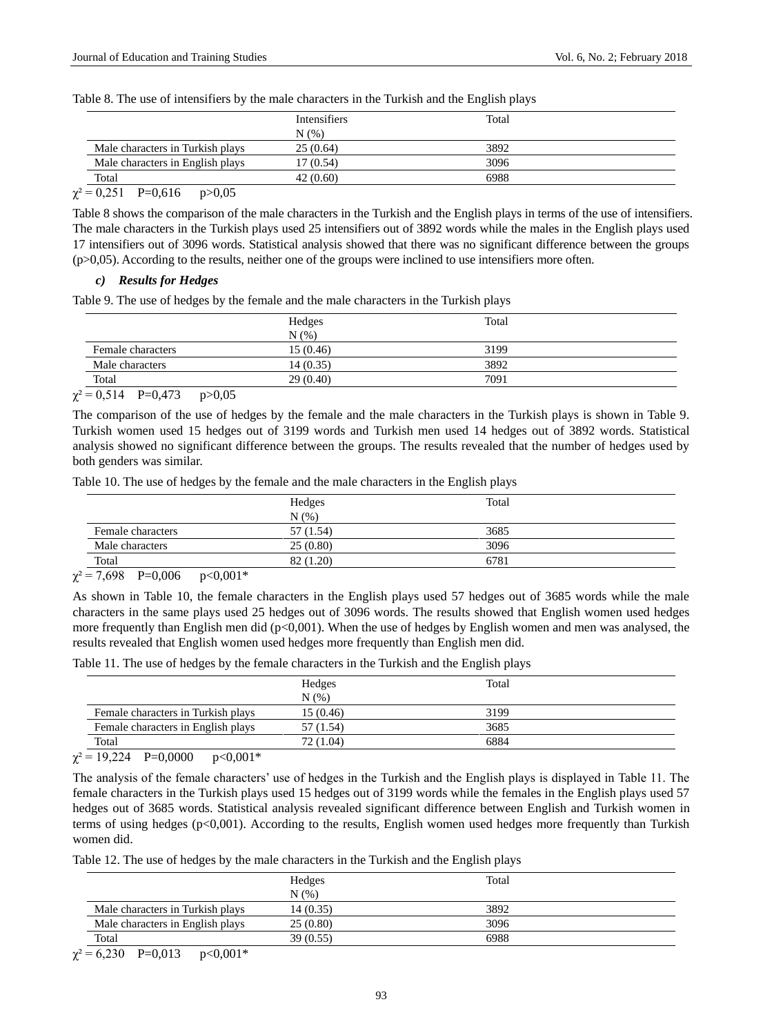Table 8. The use of intensifiers by the male characters in the Turkish and the English plays

| | Intensifiers N (%) | Total |
|---|---|---|
| Male characters in Turkish plays | 25 (0.64) | 3892 |
| Male characters in English plays | 17 (0.54) | 3096 |
| Total | 42 (0.60) | 6988 |

$\chi^2 = 0{,}251$  P=0,616  p>0,05

Table 8 shows the comparison of the male characters in the Turkish and the English plays in terms of the use of intensifiers. The male characters in the Turkish plays used 25 intensifiers out of 3892 words while the males in the English plays used 17 intensifiers out of 3096 words. Statistical analysis showed that there was no significant difference between the groups (p>0,05). According to the results, neither one of the groups were inclined to use intensifiers more often.

### *c) Results for Hedges*

Table 9. The use of hedges by the female and the male characters in the Turkish plays

| | Hedges N (%) | Total |
|---|---|---|
| Female characters | 15 (0.46) | 3199 |
| Male characters | 14 (0.35) | 3892 |
| Total | 29 (0.40) | 7091 |

$\chi^2 = 0{,}514$  P=0,473  p>0,05

The comparison of the use of hedges by the female and the male characters in the Turkish plays is shown in Table 9. Turkish women used 15 hedges out of 3199 words and Turkish men used 14 hedges out of 3892 words. Statistical analysis showed no significant difference between the groups. The results revealed that the number of hedges used by both genders was similar.

Table 10. The use of hedges by the female and the male characters in the English plays

| | Hedges N (%) | Total |
|---|---|---|
| Female characters | 57 (1.54) | 3685 |
| Male characters | 25 (0.80) | 3096 |
| Total | 82 (1.20) | 6781 |

$\chi^2 = 7{,}698$  P=0,006  p<0,001*

As shown in Table 10, the female characters in the English plays used 57 hedges out of 3685 words while the male characters in the same plays used 25 hedges out of 3096 words. The results showed that English women used hedges more frequently than English men did (p<0,001). When the use of hedges by English women and men was analysed, the results revealed that English women used hedges more frequently than English men did.

Table 11. The use of hedges by the female characters in the Turkish and the English plays

| | Hedges N (%) | Total |
|---|---|---|
| Female characters in Turkish plays | 15 (0.46) | 3199 |
| Female characters in English plays | 57 (1.54) | 3685 |
| Total | 72 (1.04) | 6884 |

$\chi^2 = 19{,}224$  P=0,0000  p<0,001*

The analysis of the female characters' use of hedges in the Turkish and the English plays is displayed in Table 11. The female characters in the Turkish plays used 15 hedges out of 3199 words while the females in the English plays used 57 hedges out of 3685 words. Statistical analysis revealed significant difference between English and Turkish women in terms of using hedges (p<0,001). According to the results, English women used hedges more frequently than Turkish women did.

Table 12. The use of hedges by the male characters in the Turkish and the English plays

| | Hedges N (%) | Total |
|---|---|---|
| Male characters in Turkish plays | 14 (0.35) | 3892 |
| Male characters in English plays | 25 (0.80) | 3096 |
| Total | 39 (0.55) | 6988 |

$\chi^2 = 6{,}230$  P=0,013  p<0,001*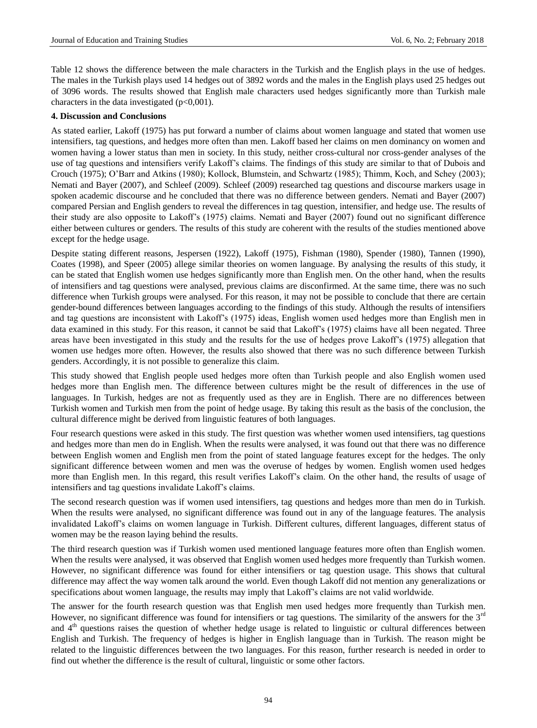Table 12 shows the difference between the male characters in the Turkish and the English plays in the use of hedges. The males in the Turkish plays used 14 hedges out of 3892 words and the males in the English plays used 25 hedges out of 3096 words. The results showed that English male characters used hedges significantly more than Turkish male characters in the data investigated ($p<0,001$).

#### 4. Discussion and Conclusions

As stated earlier, Lakoff (1975) has put forward a number of claims about women language and stated that women use intensifiers, tag questions, and hedges more often than men. Lakoff based her claims on men dominancy on women and women having a lower status than men in society. In this study, neither cross-cultural nor cross-gender analyses of the use of tag questions and intensifiers verify Lakoff's claims. The findings of this study are similar to that of Dubois and Crouch (1975); O'Barr and Atkins (1980); Kollock, Blumstein, and Schwartz (1985); Thimm, Koch, and Schey (2003); Nemati and Bayer (2007), and Schleef (2009). Schleef (2009) researched tag questions and discourse markers usage in spoken academic discourse and he concluded that there was no difference between genders. Nemati and Bayer (2007) compared Persian and English genders to reveal the differences in tag question, intensifier, and hedge use. The results of their study are also opposite to Lakoff's (1975) claims. Nemati and Bayer (2007) found out no significant difference either between cultures or genders. The results of this study are coherent with the results of the studies mentioned above except for the hedge usage.

Despite stating different reasons, Jespersen (1922), Lakoff (1975), Fishman (1980), Spender (1980), Tannen (1990), Coates (1998), and Speer (2005) allege similar theories on women language. By analysing the results of this study, it can be stated that English women use hedges significantly more than English men. On the other hand, when the results of intensifiers and tag questions were analysed, previous claims are disconfirmed. At the same time, there was no such difference when Turkish groups were analysed. For this reason, it may not be possible to conclude that there are certain gender-bound differences between languages according to the findings of this study. Although the results of intensifiers and tag questions are inconsistent with Lakoff's (1975) ideas, English women used hedges more than English men in data examined in this study. For this reason, it cannot be said that Lakoff's (1975) claims have all been negated. Three areas have been investigated in this study and the results for the use of hedges prove Lakoff's (1975) allegation that women use hedges more often. However, the results also showed that there was no such difference between Turkish genders. Accordingly, it is not possible to generalize this claim.

This study showed that English people used hedges more often than Turkish people and also English women used hedges more than English men. The difference between cultures might be the result of differences in the use of languages. In Turkish, hedges are not as frequently used as they are in English. There are no differences between Turkish women and Turkish men from the point of hedge usage. By taking this result as the basis of the conclusion, the cultural difference might be derived from linguistic features of both languages.

Four research questions were asked in this study. The first question was whether women used intensifiers, tag questions and hedges more than men do in English. When the results were analysed, it was found out that there was no difference between English women and English men from the point of stated language features except for the hedges. The only significant difference between women and men was the overuse of hedges by women. English women used hedges more than English men. In this regard, this result verifies Lakoff's claim. On the other hand, the results of usage of intensifiers and tag questions invalidate Lakoff's claims.

The second research question was if women used intensifiers, tag questions and hedges more than men do in Turkish. When the results were analysed, no significant difference was found out in any of the language features. The analysis invalidated Lakoff's claims on women language in Turkish. Different cultures, different languages, different status of women may be the reason laying behind the results.

The third research question was if Turkish women used mentioned language features more often than English women. When the results were analysed, it was observed that English women used hedges more frequently than Turkish women. However, no significant difference was found for either intensifiers or tag question usage. This shows that cultural difference may affect the way women talk around the world. Even though Lakoff did not mention any generalizations or specifications about women language, the results may imply that Lakoff's claims are not valid worldwide.

The answer for the fourth research question was that English men used hedges more frequently than Turkish men. However, no significant difference was found for intensifiers or tag questions. The similarity of the answers for the 3rd and 4th questions raises the question of whether hedge usage is related to linguistic or cultural differences between English and Turkish. The frequency of hedges is higher in English language than in Turkish. The reason might be related to the linguistic differences between the two languages. For this reason, further research is needed in order to find out whether the difference is the result of cultural, linguistic or some other factors.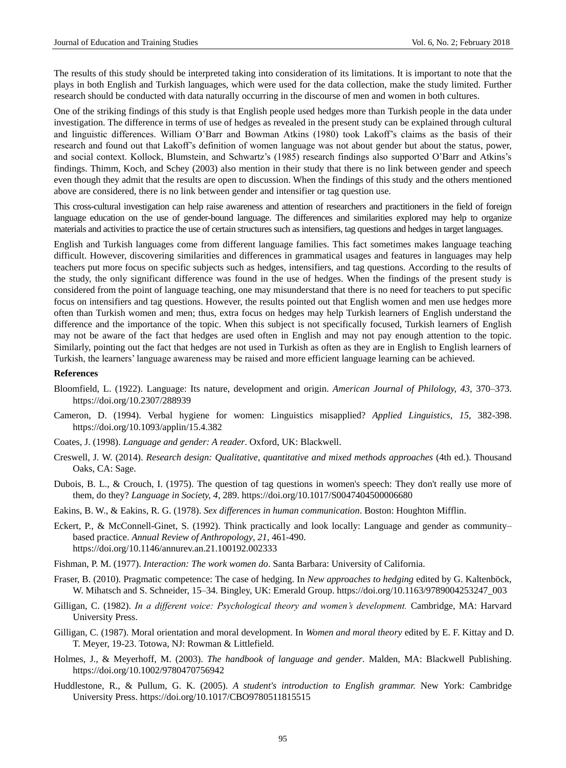The results of this study should be interpreted taking into consideration of its limitations. It is important to note that the plays in both English and Turkish languages, which were used for the data collection, make the study limited. Further research should be conducted with data naturally occurring in the discourse of men and women in both cultures.

One of the striking findings of this study is that English people used hedges more than Turkish people in the data under investigation. The difference in terms of use of hedges as revealed in the present study can be explained through cultural and linguistic differences. William O'Barr and Bowman Atkins (1980) took Lakoff's claims as the basis of their research and found out that Lakoff's definition of women language was not about gender but about the status, power, and social context. Kollock, Blumstein, and Schwartz's (1985) research findings also supported O'Barr and Atkins's findings. Thimm, Koch, and Schey (2003) also mention in their study that there is no link between gender and speech even though they admit that the results are open to discussion. When the findings of this study and the others mentioned above are considered, there is no link between gender and intensifier or tag question use.

This cross-cultural investigation can help raise awareness and attention of researchers and practitioners in the field of foreign language education on the use of gender-bound language. The differences and similarities explored may help to organize materials and activities to practice the use of certain structures such as intensifiers, tag questions and hedges in target languages.

English and Turkish languages come from different language families. This fact sometimes makes language teaching difficult. However, discovering similarities and differences in grammatical usages and features in languages may help teachers put more focus on specific subjects such as hedges, intensifiers, and tag questions. According to the results of the study, the only significant difference was found in the use of hedges. When the findings of the present study is considered from the point of language teaching, one may misunderstand that there is no need for teachers to put specific focus on intensifiers and tag questions. However, the results pointed out that English women and men use hedges more often than Turkish women and men; thus, extra focus on hedges may help Turkish learners of English understand the difference and the importance of the topic. When this subject is not specifically focused, Turkish learners of English may not be aware of the fact that hedges are used often in English and may not pay enough attention to the topic. Similarly, pointing out the fact that hedges are not used in Turkish as often as they are in English to English learners of Turkish, the learners' language awareness may be raised and more efficient language learning can be achieved.

**References**

Bloomfield, L. (1922). Language: Its nature, development and origin. *American Journal of Philology, 43*, 370–373. https://doi.org/10.2307/288939

Cameron, D. (1994). Verbal hygiene for women: Linguistics misapplied? *Applied Linguistics, 15,* 382-398. https://doi.org/10.1093/applin/15.4.382

Coates, J. (1998). *Language and gender: A reader*. Oxford, UK: Blackwell.

Creswell, J. W. (2014). *Research design: Qualitative, quantitative and mixed methods approaches* (4th ed.). Thousand Oaks, CA: Sage.

Dubois, B. L., & Crouch, I. (1975). The question of tag questions in women's speech: They don't really use more of them, do they? *Language in Society, 4*, 289. https://doi.org/10.1017/S0047404500006680

Eakins, B. W., & Eakins, R. G. (1978). *Sex differences in human communication*. Boston: Houghton Mifflin.

Eckert, P., & McConnell-Ginet, S. (1992). Think practically and look locally: Language and gender as community–based practice. *Annual Review of Anthropology*, *21*, 461-490. https://doi.org/10.1146/annurev.an.21.100192.002333

Fishman, P. M. (1977). *Interaction: The work women do*. Santa Barbara: University of California.

Fraser, B. (2010). Pragmatic competence: The case of hedging. In *New approaches to hedging* edited by G. Kaltenböck, W. Mihatsch and S. Schneider, 15–34. Bingley, UK: Emerald Group. https://doi.org/10.1163/9789004253247_003

Gilligan, C. (1982). *In a different voice: Psychological theory and women's development.* Cambridge, MA: Harvard University Press.

Gilligan, C. (1987). Moral orientation and moral development. In *Women and moral theory* edited by E. F. Kittay and D. T. Meyer, 19-23. Totowa, NJ: Rowman & Littlefield.

Holmes, J., & Meyerhoff, M. (2003). *The handbook of language and gender*. Malden, MA: Blackwell Publishing. https://doi.org/10.1002/9780470756942

Huddlestone, R., & Pullum, G. K. (2005). *A student's introduction to English grammar.* New York: Cambridge University Press. https://doi.org/10.1017/CBO9780511815515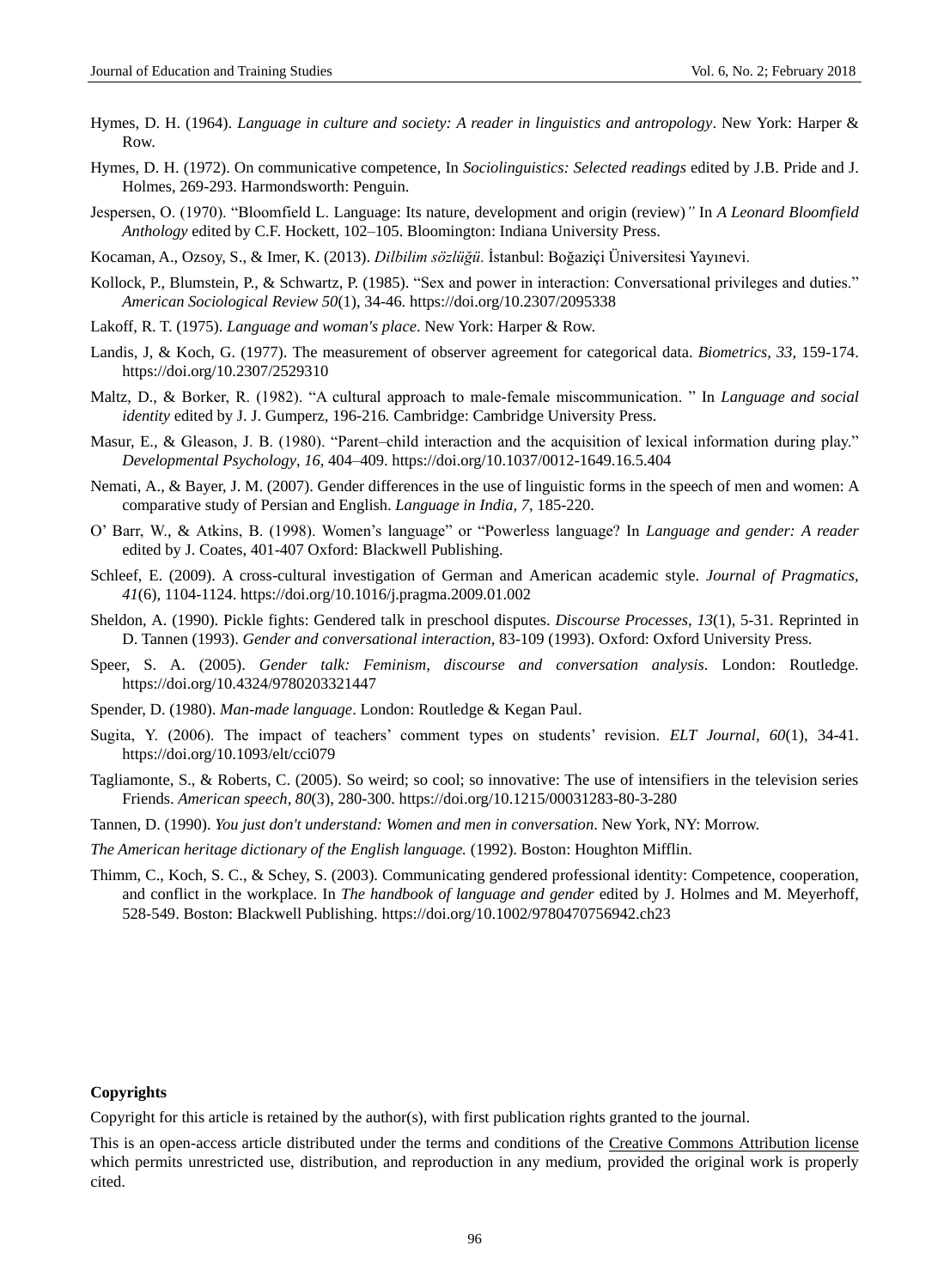Hymes, D. H. (1964). *Language in culture and society: A reader in linguistics and antropology*. New York: Harper & Row.

Hymes, D. H. (1972). On communicative competence, In *Sociolinguistics: Selected readings* edited by J.B. Pride and J. Holmes, 269-293. Harmondsworth: Penguin.

Jespersen, O. (1970). "Bloomfield L. Language: Its nature, development and origin (review)*"* In *A Leonard Bloomfield Anthology* edited by C.F. Hockett, 102–105. Bloomington: Indiana University Press.

Kocaman, A., Ozsoy, S., & Imer, K. (2013). *Dilbilim sözlüğü*. İstanbul: Boğaziçi Üniversitesi Yayınevi.

Kollock, P., Blumstein, P., & Schwartz, P. (1985). "Sex and power in interaction: Conversational privileges and duties." *American Sociological Review 50*(1), 34-46. https://doi.org/10.2307/2095338

Lakoff, R. T. (1975). *Language and woman's place*. New York: Harper & Row.

Landis, J, & Koch, G. (1977). The measurement of observer agreement for categorical data. *Biometrics, 33*, 159-174. https://doi.org/10.2307/2529310

Maltz, D., & Borker, R. (1982). "A cultural approach to male-female miscommunication. " In *Language and social identity* edited by J. J. Gumperz, 196-216. Cambridge: Cambridge University Press.

Masur, E., & Gleason, J. B. (1980). "Parent–child interaction and the acquisition of lexical information during play." *Developmental Psychology*, *16,* 404–409. https://doi.org/10.1037/0012-1649.16.5.404

Nemati, A., & Bayer, J. M. (2007). Gender differences in the use of linguistic forms in the speech of men and women: A comparative study of Persian and English. *Language in India, 7*, 185-220.

O' Barr, W., & Atkins, B. (1998). Women's language" or "Powerless language? In *Language and gender: A reader* edited by J. Coates, 401-407 Oxford: Blackwell Publishing.

Schleef, E. (2009). A cross-cultural investigation of German and American academic style. *Journal of Pragmatics*, *41*(6), 1104-1124. https://doi.org/10.1016/j.pragma.2009.01.002

Sheldon, A. (1990). Pickle fights: Gendered talk in preschool disputes. *Discourse Processes*, *13*(1), 5-31. Reprinted in D. Tannen (1993). *Gender and conversational interaction*, 83-109 (1993). Oxford: Oxford University Press.

Speer, S. A. (2005). *Gender talk: Feminism, discourse and conversation analysis*. London: Routledge. https://doi.org/10.4324/9780203321447

Spender, D. (1980). *Man-made language*. London: Routledge & Kegan Paul.

Sugita, Y. (2006). The impact of teachers' comment types on students' revision. *ELT Journal, 60*(1), 34-41. https://doi.org/10.1093/elt/cci079

Tagliamonte, S., & Roberts, C. (2005). So weird; so cool; so innovative: The use of intensifiers in the television series Friends. *American speech, 80*(3), 280-300. https://doi.org/10.1215/00031283-80-3-280

Tannen, D. (1990). *You just don't understand: Women and men in conversation*. New York, NY: Morrow.

*The American heritage dictionary of the English language.* (1992). Boston: Houghton Mifflin.

Thimm, C., Koch, S. C., & Schey, S. (2003). Communicating gendered professional identity: Competence, cooperation, and conflict in the workplace. In *The handbook of language and gender* edited by J. Holmes and M. Meyerhoff, 528-549. Boston: Blackwell Publishing. https://doi.org/10.1002/9780470756942.ch23

**Copyrights**

Copyright for this article is retained by the author(s), with first publication rights granted to the journal.

This is an open-access article distributed under the terms and conditions of the Creative Commons Attribution license which permits unrestricted use, distribution, and reproduction in any medium, provided the original work is properly cited.